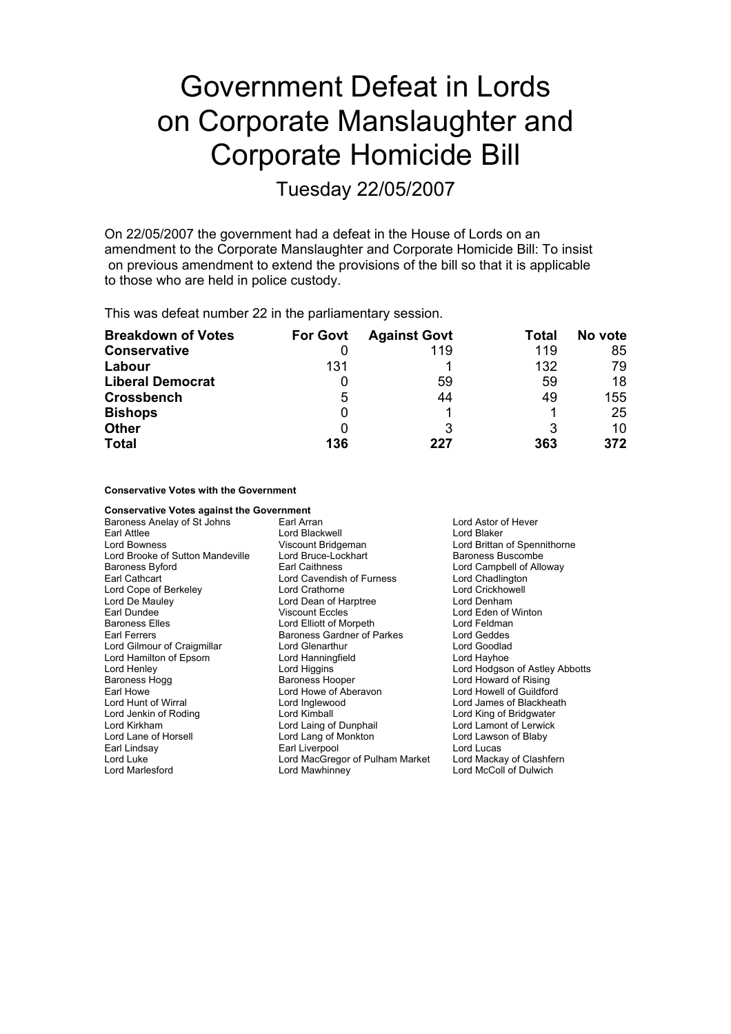# Government Defeat in Lords on Corporate Manslaughter and Corporate Homicide Bill

## Tuesday 22/05/2007

On 22/05/2007 the government had a defeat in the House of Lords on an amendment to the Corporate Manslaughter and Corporate Homicide Bill: To insist on previous amendment to extend the provisions of the bill so that it is applicable to those who are held in police custody.

This was defeat number 22 in the parliamentary session.

| Breakdown of Votes | For Govt | Against Govt | Total | No vote |
|---|---|---|---|---|
| **Conservative** | 0 | 119 | 119 | 85 |
| **Labour** | 131 | 1 | 132 | 79 |
| **Liberal Democrat** | 0 | 59 | 59 | 18 |
| **Crossbench** | 5 | 44 | 49 | 155 |
| **Bishops** | 0 | 1 | 1 | 25 |
| **Other** | 0 | 3 | 3 | 10 |
| **Total** | **136** | **227** | **363** | **372** |

#### Conservative Votes with the Government

#### Conservative Votes against the Government

Baroness Anelay of St Johns
Earl Arran
Lord Astor of Hever
Earl Attlee
Lord Blackwell
Lord Blaker
Lord Bowness
Viscount Bridgeman
Lord Brittan of Spennithorne
Lord Brooke of Sutton Mandeville
Lord Bruce-Lockhart
Baroness Buscombe
Baroness Byford
Earl Caithness
Lord Campbell of Alloway
Earl Cathcart
Lord Cavendish of Furness
Lord Chadlington
Lord Cope of Berkeley
Lord Crathorne
Lord Crickhowell
Lord De Mauley
Lord Dean of Harptree
Lord Denham
Earl Dundee
Viscount Eccles
Lord Eden of Winton
Baroness Elles
Lord Elliott of Morpeth
Lord Feldman
Earl Ferrers
Baroness Gardner of Parkes
Lord Geddes
Lord Gilmour of Craigmillar
Lord Glenarthur
Lord Goodlad
Lord Hamilton of Epsom
Lord Hanningfield
Lord Hayhoe
Lord Henley
Lord Higgins
Lord Hodgson of Astley Abbotts
Baroness Hogg
Baroness Hooper
Lord Howard of Rising
Earl Howe
Lord Howe of Aberavon
Lord Howell of Guildford
Lord Hunt of Wirral
Lord Inglewood
Lord James of Blackheath
Lord Jenkin of Roding
Lord Kimball
Lord King of Bridgwater
Lord Kirkham
Lord Laing of Dunphail
Lord Lamont of Lerwick
Lord Lane of Horsell
Lord Lang of Monkton
Lord Lawson of Blaby
Earl Lindsay
Earl Liverpool
Lord Lucas
Lord Luke
Lord MacGregor of Pulham Market
Lord Mackay of Clashfern
Lord Marlesford
Lord Mawhinney
Lord McColl of Dulwich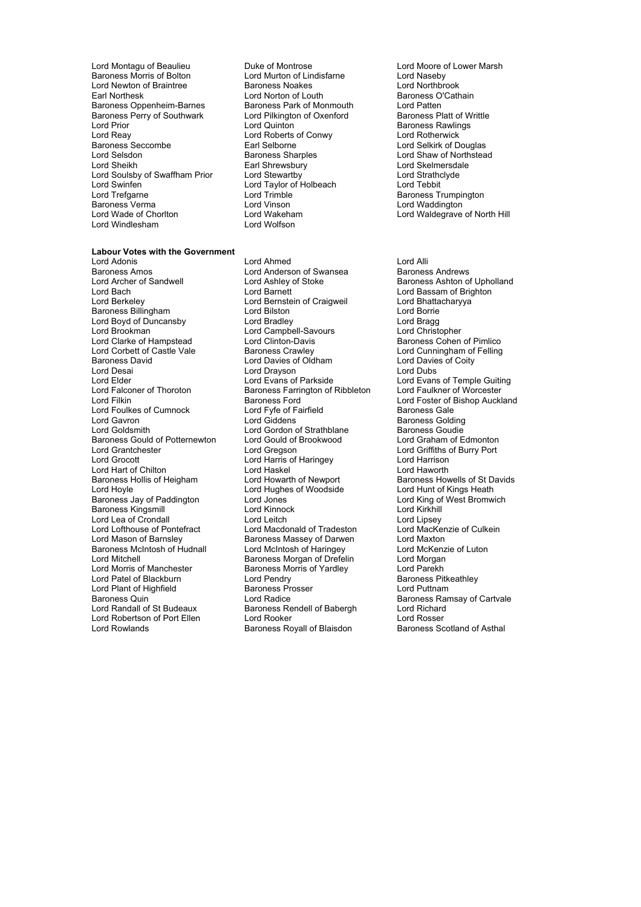Lord Montagu of Beaulieu
Duke of Montrose
Lord Moore of Lower Marsh
Baroness Morris of Bolton
Lord Murton of Lindisfarne
Lord Naseby
Lord Newton of Braintree
Baroness Noakes
Lord Northbrook
Earl Northesk
Lord Norton of Louth
Baroness O'Cathain
Baroness Oppenheim-Barnes
Baroness Park of Monmouth
Lord Patten
Baroness Perry of Southwark
Lord Pilkington of Oxenford
Baroness Platt of Writtle
Lord Prior
Lord Quinton
Baroness Rawlings
Lord Reay
Lord Roberts of Conwy
Lord Rotherwick
Baroness Seccombe
Earl Selborne
Lord Selkirk of Douglas
Lord Selsdon
Baroness Sharples
Lord Shaw of Northstead
Lord Sheikh
Earl Shrewsbury
Lord Skelmersdale
Lord Soulsby of Swaffham Prior
Lord Stewartby
Lord Strathclyde
Lord Swinfen
Lord Taylor of Holbeach
Lord Tebbit
Lord Trefgarne
Lord Trimble
Baroness Trumpington
Baroness Verma
Lord Vinson
Lord Waddington
Lord Wade of Chorlton
Lord Wakeham
Lord Waldegrave of North Hill
Lord Windlesham
Lord Wolfson

**Labour Votes with the Government**

Lord Adonis
Lord Ahmed
Lord Alli
Baroness Amos
Lord Anderson of Swansea
Baroness Andrews
Lord Archer of Sandwell
Lord Ashley of Stoke
Baroness Ashton of Upholland
Lord Bach
Lord Barnett
Lord Bassam of Brighton
Lord Berkeley
Lord Bernstein of Craigweil
Lord Bhattacharyya
Baroness Billingham
Lord Bilston
Lord Borrie
Lord Boyd of Duncansby
Lord Bradley
Lord Bragg
Lord Brookman
Lord Campbell-Savours
Lord Christopher
Lord Clarke of Hampstead
Lord Clinton-Davis
Baroness Cohen of Pimlico
Lord Corbett of Castle Vale
Baroness Crawley
Lord Cunningham of Felling
Baroness David
Lord Davies of Oldham
Lord Davies of Coity
Lord Desai
Lord Drayson
Lord Dubs
Lord Elder
Lord Evans of Parkside
Lord Evans of Temple Guiting
Lord Falconer of Thoroton
Baroness Farrington of Ribbleton
Lord Faulkner of Worcester
Lord Filkin
Baroness Ford
Lord Foster of Bishop Auckland
Lord Foulkes of Cumnock
Lord Fyfe of Fairfield
Baroness Gale
Lord Gavron
Lord Giddens
Baroness Golding
Lord Goldsmith
Lord Gordon of Strathblane
Baroness Goudie
Baroness Gould of Potternewton
Lord Gould of Brookwood
Lord Graham of Edmonton
Lord Grantchester
Lord Gregson
Lord Griffiths of Burry Port
Lord Grocott
Lord Harris of Haringey
Lord Harrison
Lord Hart of Chilton
Lord Haskel
Lord Haworth
Baroness Hollis of Heigham
Lord Howarth of Newport
Baroness Howells of St Davids
Lord Hoyle
Lord Hughes of Woodside
Lord Hunt of Kings Heath
Baroness Jay of Paddington
Lord Jones
Lord King of West Bromwich
Baroness Kingsmill
Lord Kinnock
Lord Kirkhill
Lord Lea of Crondall
Lord Leitch
Lord Lipsey
Lord Lofthouse of Pontefract
Lord Macdonald of Tradeston
Lord MacKenzie of Culkein
Lord Mason of Barnsley
Baroness Massey of Darwen
Lord Maxton
Baroness McIntosh of Hudnall
Lord McIntosh of Haringey
Lord McKenzie of Luton
Lord Mitchell
Baroness Morgan of Drefelin
Lord Morgan
Lord Morris of Manchester
Baroness Morris of Yardley
Lord Parekh
Lord Patel of Blackburn
Lord Pendry
Baroness Pitkeathley
Lord Plant of Highfield
Baroness Prosser
Lord Puttnam
Baroness Quin
Lord Radice
Baroness Ramsay of Cartvale
Lord Randall of St Budeaux
Baroness Rendell of Babergh
Lord Richard
Lord Robertson of Port Ellen
Lord Rooker
Lord Rosser
Lord Rowlands
Baroness Royall of Blaisdon
Baroness Scotland of Asthal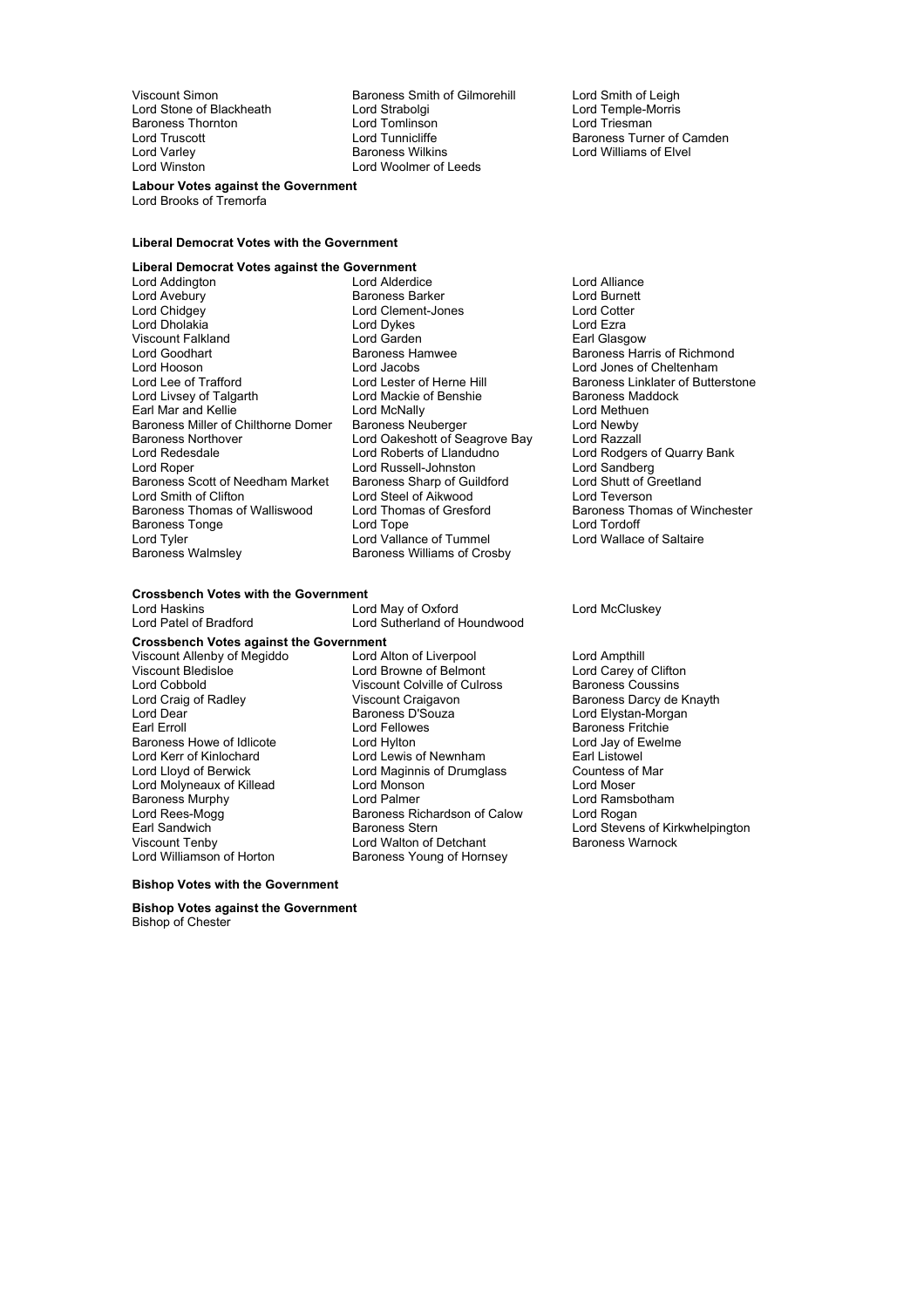Viscount Simon
Baroness Smith of Gilmorehill
Lord Smith of Leigh
Lord Stone of Blackheath
Lord Strabolgi
Lord Temple-Morris
Baroness Thornton
Lord Tomlinson
Lord Triesman
Lord Truscott
Lord Tunnicliffe
Baroness Turner of Camden
Lord Varley
Baroness Wilkins
Lord Williams of Elvel
Lord Winston
Lord Woolmer of Leeds

**Labour Votes against the Government**

Lord Brooks of Tremorfa

**Liberal Democrat Votes with the Government**

**Liberal Democrat Votes against the Government**

Lord Addington
Lord Alderdice
Lord Alliance
Lord Avebury
Baroness Barker
Lord Burnett
Lord Chidgey
Lord Clement-Jones
Lord Cotter
Lord Dholakia
Lord Dykes
Lord Ezra
Viscount Falkland
Lord Garden
Earl Glasgow
Lord Goodhart
Baroness Hamwee
Baroness Harris of Richmond
Lord Hooson
Lord Jacobs
Lord Jones of Cheltenham
Lord Lee of Trafford
Lord Lester of Herne Hill
Baroness Linklater of Butterstone
Lord Livsey of Talgarth
Lord Mackie of Benshie
Baroness Maddock
Earl Mar and Kellie
Lord McNally
Lord Methuen
Baroness Miller of Chilthorne Domer
Baroness Neuberger
Lord Newby
Baroness Northover
Lord Oakeshott of Seagrove Bay
Lord Razzall
Lord Redesdale
Lord Roberts of Llandudno
Lord Rodgers of Quarry Bank
Lord Roper
Lord Russell-Johnston
Lord Sandberg
Baroness Scott of Needham Market
Baroness Sharp of Guildford
Lord Shutt of Greetland
Lord Smith of Clifton
Lord Steel of Aikwood
Lord Teverson
Baroness Thomas of Walliswood
Lord Thomas of Gresford
Baroness Thomas of Winchester
Baroness Tonge
Lord Tope
Lord Tordoff
Lord Tyler
Lord Vallance of Tummel
Lord Wallace of Saltaire
Baroness Walmsley
Baroness Williams of Crosby

**Crossbench Votes with the Government**

Lord Haskins
Lord May of Oxford
Lord McCluskey
Lord Patel of Bradford
Lord Sutherland of Houndwood

**Crossbench Votes against the Government**

Viscount Allenby of Megiddo
Lord Alton of Liverpool
Lord Ampthill
Viscount Bledisloe
Lord Browne of Belmont
Lord Carey of Clifton
Lord Cobbold
Viscount Colville of Culross
Baroness Coussins
Lord Craig of Radley
Viscount Craigavon
Baroness Darcy de Knayth
Lord Dear
Baroness D'Souza
Lord Elystan-Morgan
Earl Erroll
Lord Fellowes
Baroness Fritchie
Baroness Howe of Idlicote
Lord Hylton
Lord Jay of Ewelme
Lord Kerr of Kinlochard
Lord Lewis of Newnham
Earl Listowel
Lord Lloyd of Berwick
Lord Maginnis of Drumglass
Countess of Mar
Lord Molyneaux of Killead
Lord Monson
Lord Moser
Baroness Murphy
Lord Palmer
Lord Ramsbotham
Lord Rees-Mogg
Baroness Richardson of Calow
Lord Rogan
Earl Sandwich
Baroness Stern
Lord Stevens of Kirkwhelpington
Viscount Tenby
Lord Walton of Detchant
Baroness Warnock
Lord Williamson of Horton
Baroness Young of Hornsey

**Bishop Votes with the Government**

**Bishop Votes against the Government**

Bishop of Chester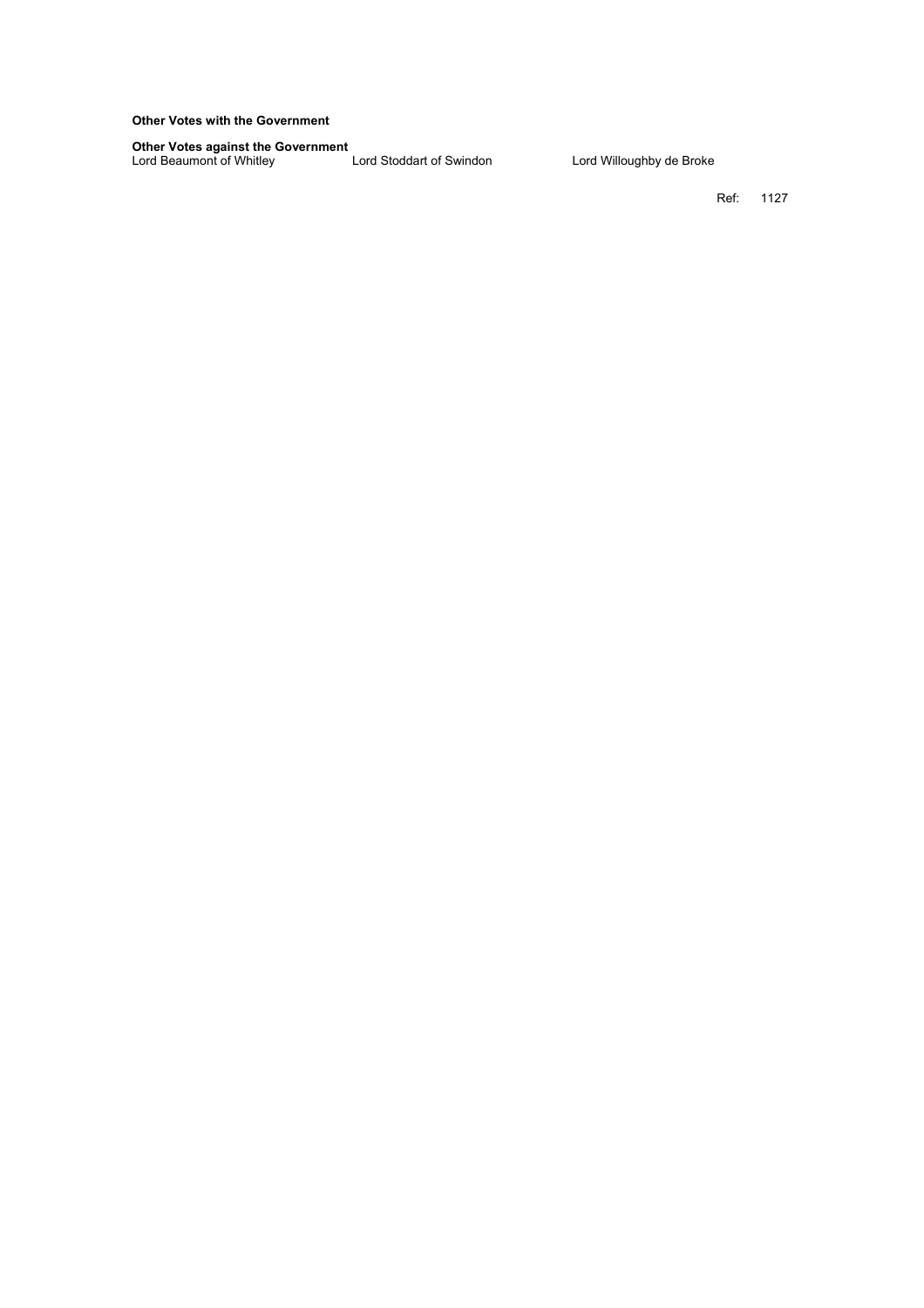**Other Votes with the Government**

**Other Votes against the Government**

Lord Beaumont of Whitley
Lord Stoddart of Swindon
Lord Willoughby de Broke

Ref: 1127